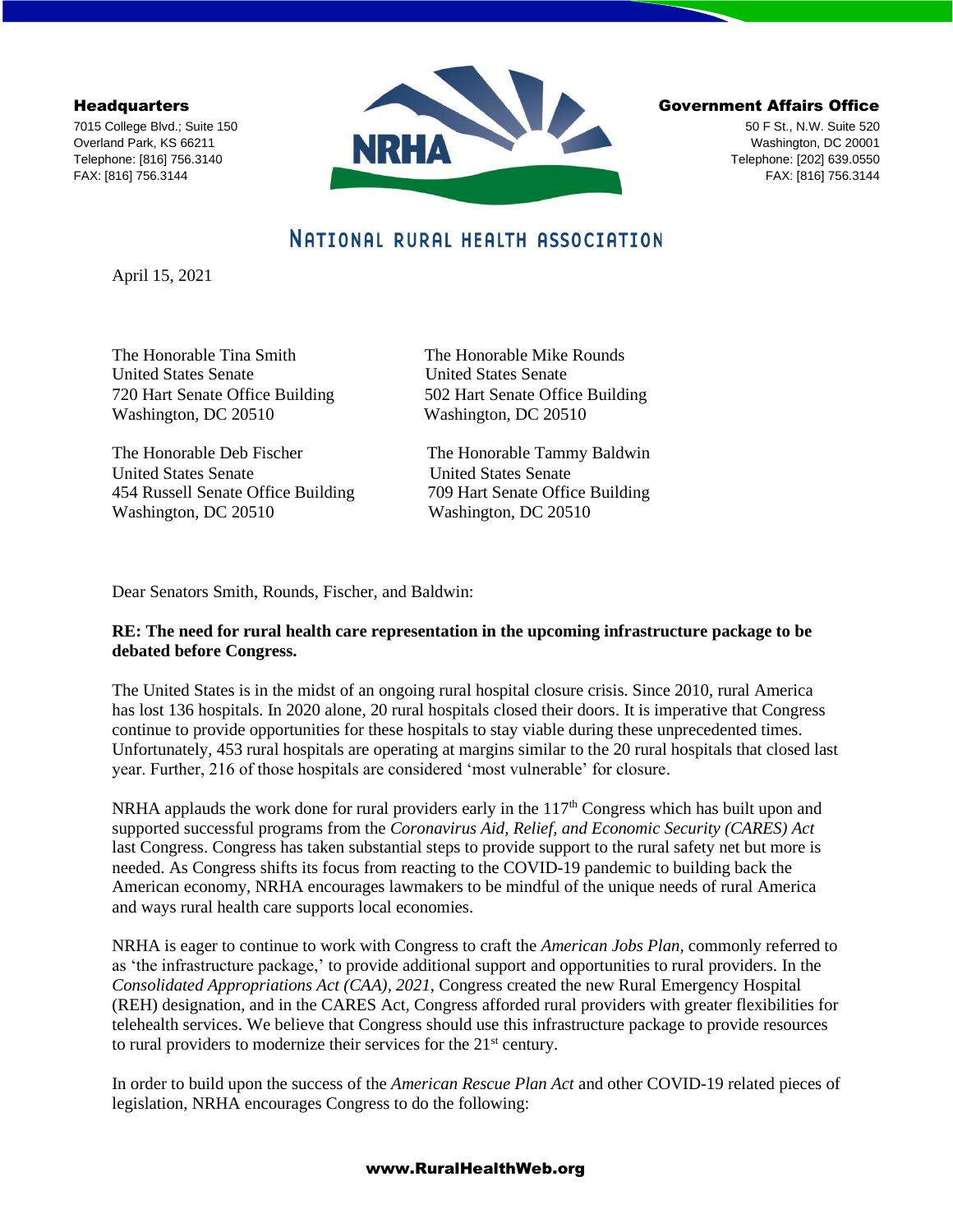**Headquarters**
7015 College Blvd.; Suite 150
Overland Park, KS 66211
Telephone: [816] 756.3140
FAX: [816] 756.3144

**Government Affairs Office**
50 F St., N.W. Suite 520
Washington, DC 20001
Telephone: [202] 639.0550
FAX: [816] 756.3144

NATIONAL RURAL HEALTH ASSOCIATION

April 15, 2021

The Honorable Tina Smith
United States Senate
720 Hart Senate Office Building
Washington, DC 20510

The Honorable Mike Rounds
United States Senate
502 Hart Senate Office Building
Washington, DC 20510

The Honorable Deb Fischer
United States Senate
454 Russell Senate Office Building
Washington, DC 20510

The Honorable Tammy Baldwin
United States Senate
709 Hart Senate Office Building
Washington, DC 20510

Dear Senators Smith, Rounds, Fischer, and Baldwin:

**RE: The need for rural health care representation in the upcoming infrastructure package to be debated before Congress.**

The United States is in the midst of an ongoing rural hospital closure crisis. Since 2010, rural America has lost 136 hospitals. In 2020 alone, 20 rural hospitals closed their doors. It is imperative that Congress continue to provide opportunities for these hospitals to stay viable during these unprecedented times. Unfortunately, 453 rural hospitals are operating at margins similar to the 20 rural hospitals that closed last year. Further, 216 of those hospitals are considered 'most vulnerable' for closure.

NRHA applauds the work done for rural providers early in the 117th Congress which has built upon and supported successful programs from the *Coronavirus Aid, Relief, and Economic Security (CARES) Act* last Congress. Congress has taken substantial steps to provide support to the rural safety net but more is needed. As Congress shifts its focus from reacting to the COVID-19 pandemic to building back the American economy, NRHA encourages lawmakers to be mindful of the unique needs of rural America and ways rural health care supports local economies.

NRHA is eager to continue to work with Congress to craft the *American Jobs Plan*, commonly referred to as 'the infrastructure package,' to provide additional support and opportunities to rural providers. In the *Consolidated Appropriations Act (CAA), 2021*, Congress created the new Rural Emergency Hospital (REH) designation, and in the CARES Act, Congress afforded rural providers with greater flexibilities for telehealth services. We believe that Congress should use this infrastructure package to provide resources to rural providers to modernize their services for the 21st century.

In order to build upon the success of the *American Rescue Plan Act* and other COVID-19 related pieces of legislation, NRHA encourages Congress to do the following: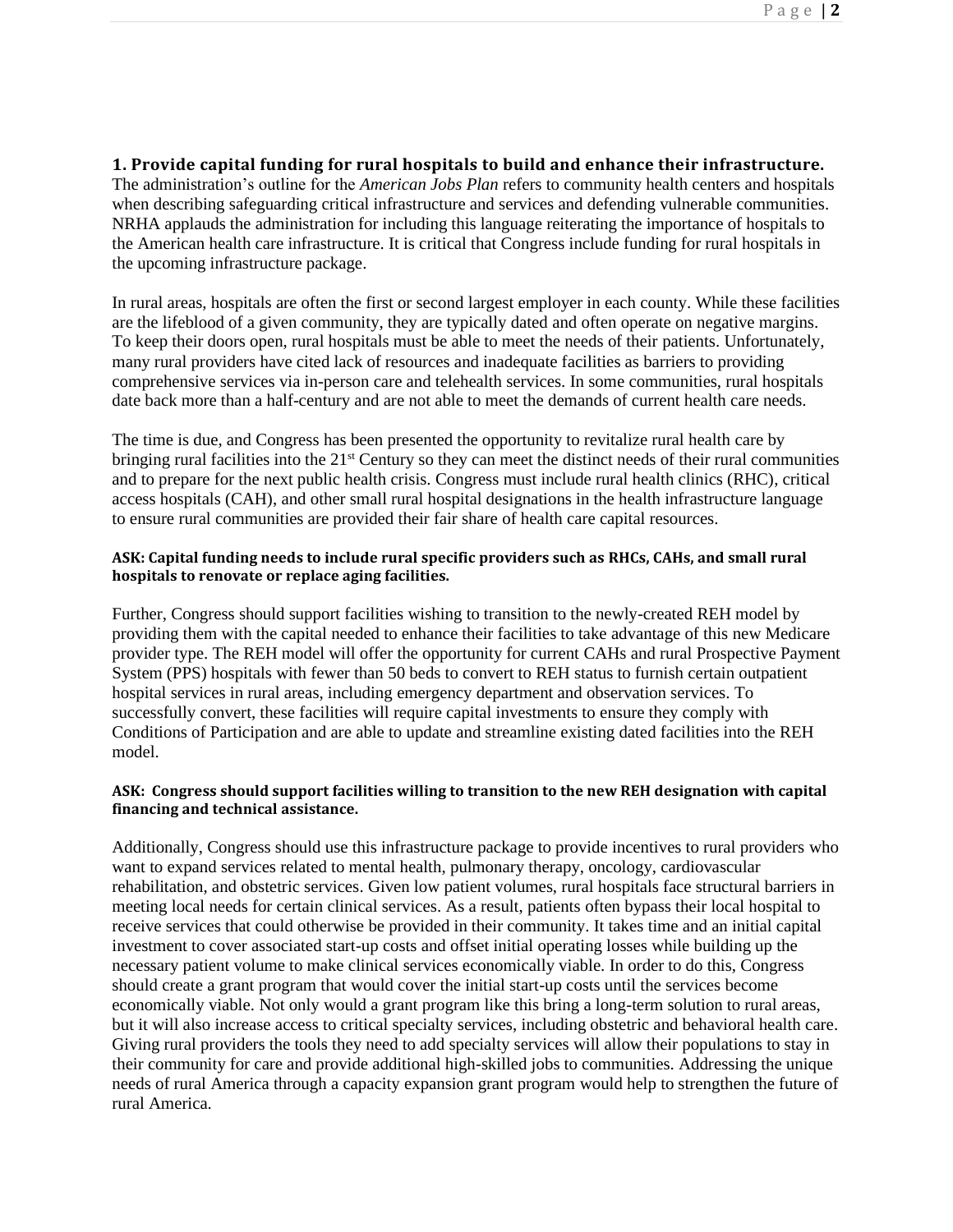### 1. Provide capital funding for rural hospitals to build and enhance their infrastructure.

The administration's outline for the *American Jobs Plan* refers to community health centers and hospitals when describing safeguarding critical infrastructure and services and defending vulnerable communities. NRHA applauds the administration for including this language reiterating the importance of hospitals to the American health care infrastructure. It is critical that Congress include funding for rural hospitals in the upcoming infrastructure package.

In rural areas, hospitals are often the first or second largest employer in each county. While these facilities are the lifeblood of a given community, they are typically dated and often operate on negative margins. To keep their doors open, rural hospitals must be able to meet the needs of their patients. Unfortunately, many rural providers have cited lack of resources and inadequate facilities as barriers to providing comprehensive services via in-person care and telehealth services. In some communities, rural hospitals date back more than a half-century and are not able to meet the demands of current health care needs.

The time is due, and Congress has been presented the opportunity to revitalize rural health care by bringing rural facilities into the 21st Century so they can meet the distinct needs of their rural communities and to prepare for the next public health crisis. Congress must include rural health clinics (RHC), critical access hospitals (CAH), and other small rural hospital designations in the health infrastructure language to ensure rural communities are provided their fair share of health care capital resources.

**ASK: Capital funding needs to include rural specific providers such as RHCs, CAHs, and small rural hospitals to renovate or replace aging facilities.**

Further, Congress should support facilities wishing to transition to the newly-created REH model by providing them with the capital needed to enhance their facilities to take advantage of this new Medicare provider type. The REH model will offer the opportunity for current CAHs and rural Prospective Payment System (PPS) hospitals with fewer than 50 beds to convert to REH status to furnish certain outpatient hospital services in rural areas, including emergency department and observation services. To successfully convert, these facilities will require capital investments to ensure they comply with Conditions of Participation and are able to update and streamline existing dated facilities into the REH model.

**ASK: Congress should support facilities willing to transition to the new REH designation with capital financing and technical assistance.**

Additionally, Congress should use this infrastructure package to provide incentives to rural providers who want to expand services related to mental health, pulmonary therapy, oncology, cardiovascular rehabilitation, and obstetric services. Given low patient volumes, rural hospitals face structural barriers in meeting local needs for certain clinical services. As a result, patients often bypass their local hospital to receive services that could otherwise be provided in their community. It takes time and an initial capital investment to cover associated start-up costs and offset initial operating losses while building up the necessary patient volume to make clinical services economically viable. In order to do this, Congress should create a grant program that would cover the initial start-up costs until the services become economically viable. Not only would a grant program like this bring a long-term solution to rural areas, but it will also increase access to critical specialty services, including obstetric and behavioral health care. Giving rural providers the tools they need to add specialty services will allow their populations to stay in their community for care and provide additional high-skilled jobs to communities. Addressing the unique needs of rural America through a capacity expansion grant program would help to strengthen the future of rural America.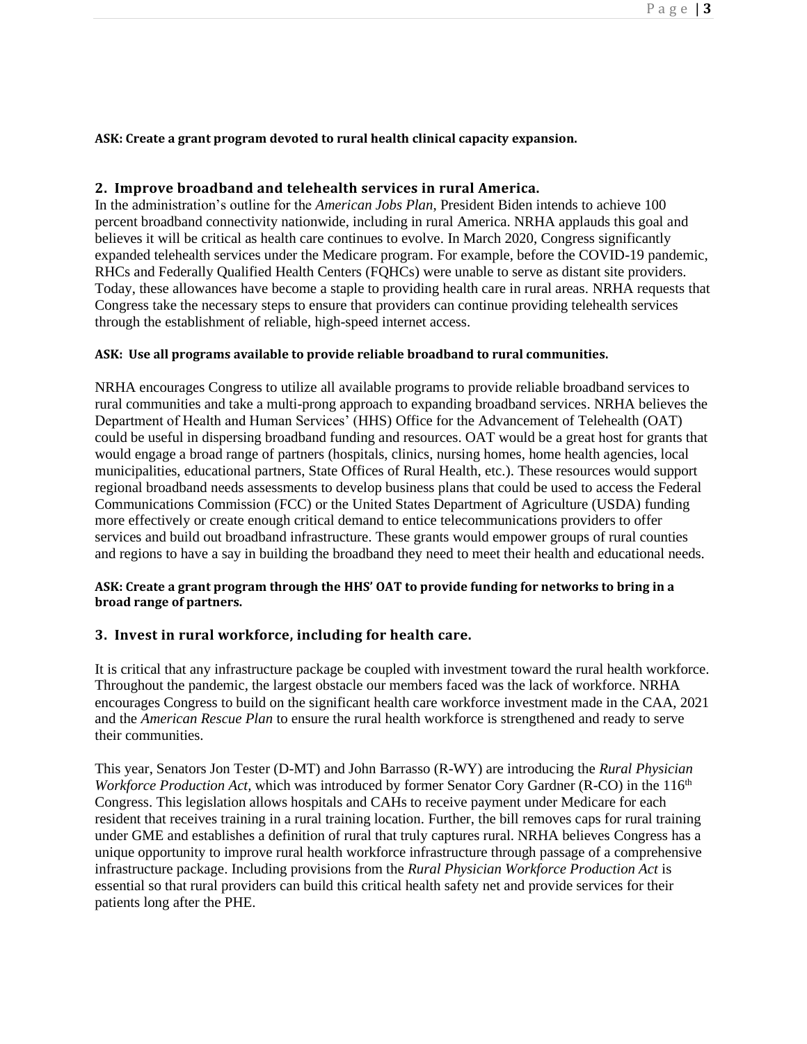**ASK: Create a grant program devoted to rural health clinical capacity expansion.**

## 2. Improve broadband and telehealth services in rural America.

In the administration's outline for the *American Jobs Plan*, President Biden intends to achieve 100 percent broadband connectivity nationwide, including in rural America. NRHA applauds this goal and believes it will be critical as health care continues to evolve. In March 2020, Congress significantly expanded telehealth services under the Medicare program. For example, before the COVID-19 pandemic, RHCs and Federally Qualified Health Centers (FQHCs) were unable to serve as distant site providers. Today, these allowances have become a staple to providing health care in rural areas. NRHA requests that Congress take the necessary steps to ensure that providers can continue providing telehealth services through the establishment of reliable, high-speed internet access.

**ASK: Use all programs available to provide reliable broadband to rural communities.**

NRHA encourages Congress to utilize all available programs to provide reliable broadband services to rural communities and take a multi-prong approach to expanding broadband services. NRHA believes the Department of Health and Human Services' (HHS) Office for the Advancement of Telehealth (OAT) could be useful in dispersing broadband funding and resources. OAT would be a great host for grants that would engage a broad range of partners (hospitals, clinics, nursing homes, home health agencies, local municipalities, educational partners, State Offices of Rural Health, etc.). These resources would support regional broadband needs assessments to develop business plans that could be used to access the Federal Communications Commission (FCC) or the United States Department of Agriculture (USDA) funding more effectively or create enough critical demand to entice telecommunications providers to offer services and build out broadband infrastructure. These grants would empower groups of rural counties and regions to have a say in building the broadband they need to meet their health and educational needs.

**ASK: Create a grant program through the HHS' OAT to provide funding for networks to bring in a broad range of partners.**

## 3. Invest in rural workforce, including for health care.

It is critical that any infrastructure package be coupled with investment toward the rural health workforce. Throughout the pandemic, the largest obstacle our members faced was the lack of workforce. NRHA encourages Congress to build on the significant health care workforce investment made in the CAA, 2021 and the *American Rescue Plan* to ensure the rural health workforce is strengthened and ready to serve their communities.

This year, Senators Jon Tester (D-MT) and John Barrasso (R-WY) are introducing the *Rural Physician Workforce Production Act*, which was introduced by former Senator Cory Gardner (R-CO) in the 116th Congress. This legislation allows hospitals and CAHs to receive payment under Medicare for each resident that receives training in a rural training location. Further, the bill removes caps for rural training under GME and establishes a definition of rural that truly captures rural. NRHA believes Congress has a unique opportunity to improve rural health workforce infrastructure through passage of a comprehensive infrastructure package. Including provisions from the *Rural Physician Workforce Production Act* is essential so that rural providers can build this critical health safety net and provide services for their patients long after the PHE.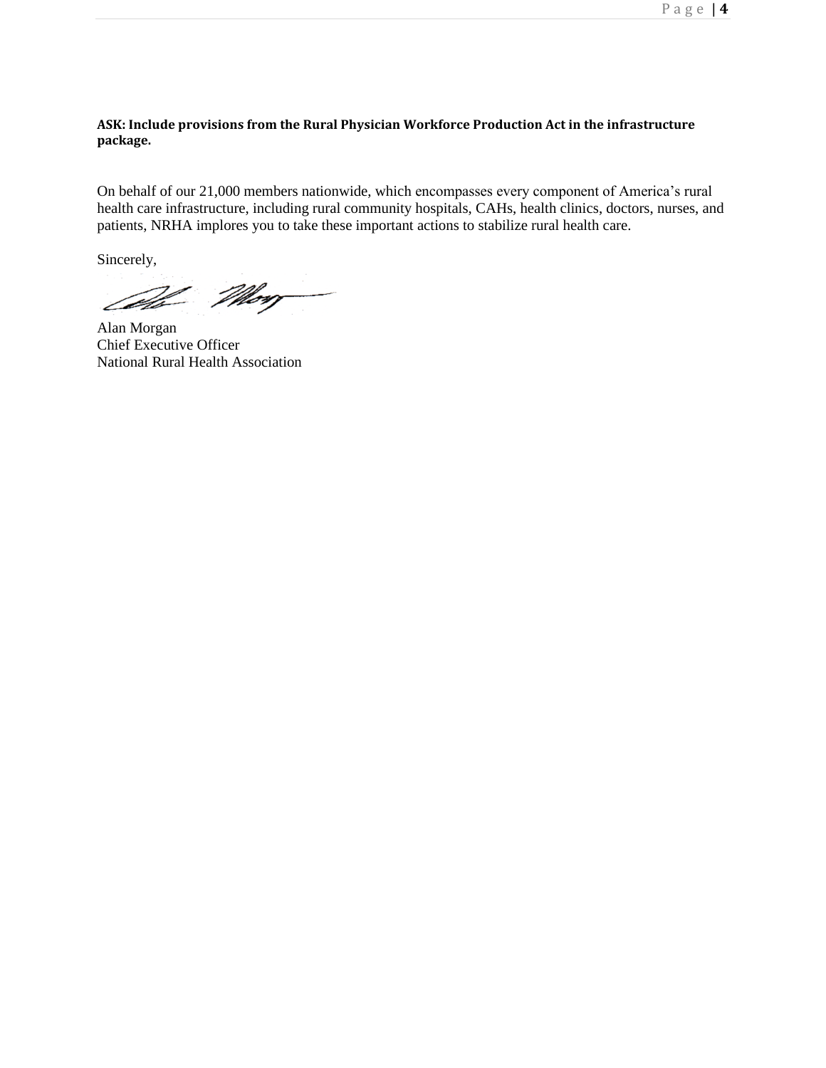**ASK: Include provisions from the Rural Physician Workforce Production Act in the infrastructure package.**

On behalf of our 21,000 members nationwide, which encompasses every component of America's rural health care infrastructure, including rural community hospitals, CAHs, health clinics, doctors, nurses, and patients, NRHA implores you to take these important actions to stabilize rural health care.

Sincerely,

Alan Morgan
Chief Executive Officer
National Rural Health Association